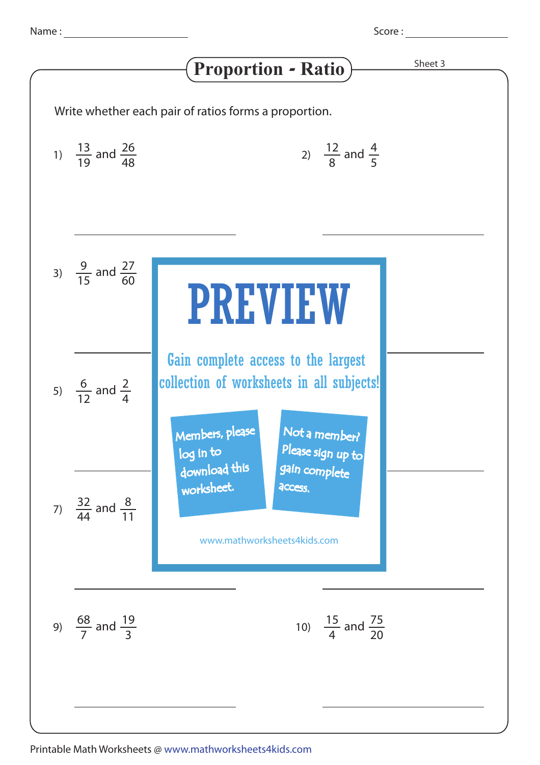Name : ____________________ Score : ____________________

# Proportion - Ratio

Sheet 3

Write whether each pair of ratios forms a proportion.

1) $\frac{13}{19}$ and $\frac{26}{48}$

2) $\frac{12}{8}$ and $\frac{4}{5}$

3) $\frac{9}{15}$ and $\frac{27}{60}$

5) $\frac{6}{12}$ and $\frac{2}{4}$

7) $\frac{32}{44}$ and $\frac{8}{11}$

PREVIEW

Gain complete access to the largest collection of worksheets in all subjects!

Members, please log in to download this worksheet.

Not a member? Please sign up to gain complete access.

www.mathworksheets4kids.com

9) $\frac{68}{7}$ and $\frac{19}{3}$

10) $\frac{15}{4}$ and $\frac{75}{20}$

Printable Math Worksheets @ www.mathworksheets4kids.com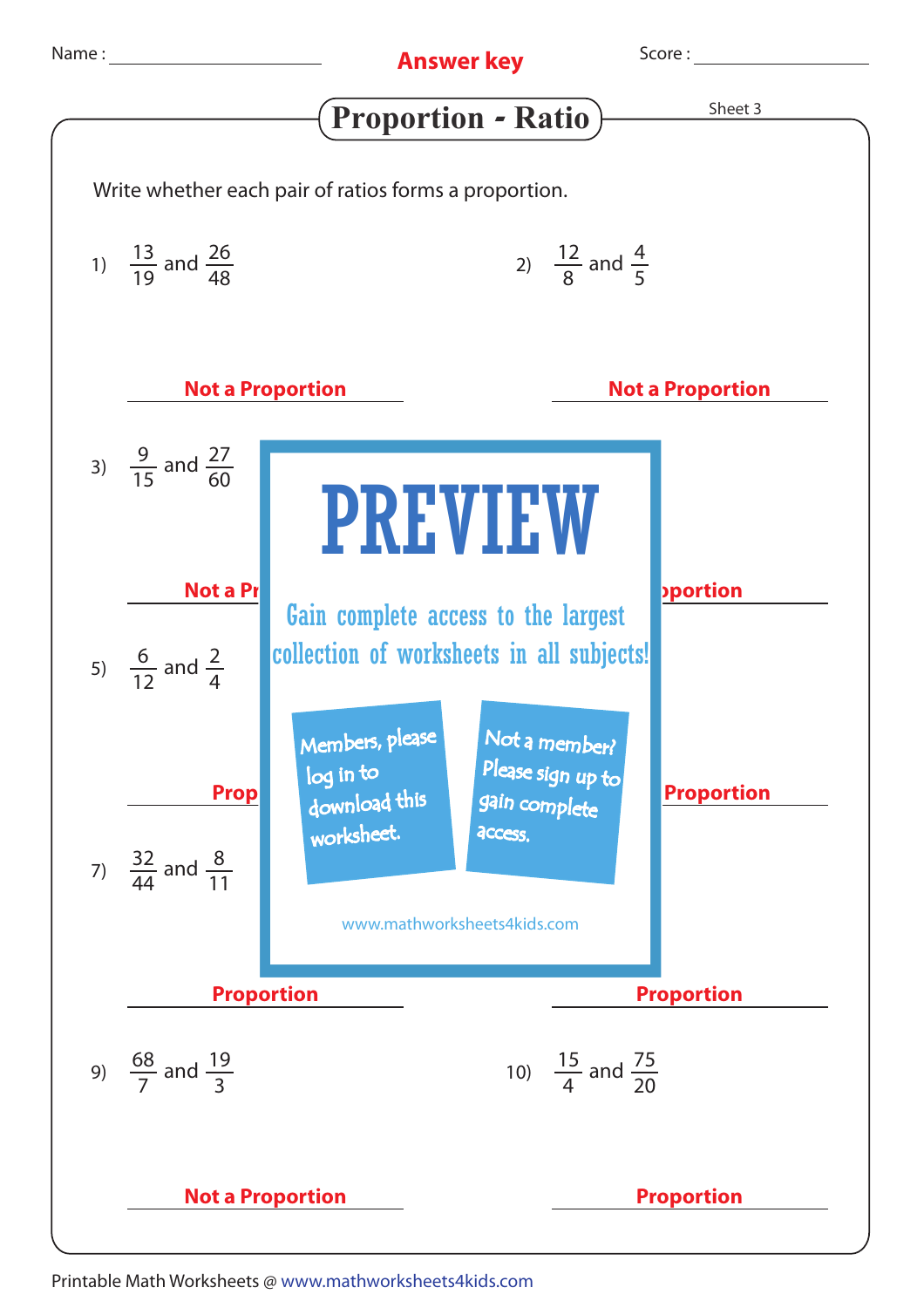Name : ______________ **Answer key** Score : ______________

# Proportion - Ratio

Sheet 3

Write whether each pair of ratios forms a proportion.

1) $\frac{13}{19}$ and $\frac{26}{48}$

**Not a Proportion**

2) $\frac{12}{8}$ and $\frac{4}{5}$

**Not a Proportion**

3) $\frac{9}{15}$ and $\frac{27}{60}$

**Not a Pr**

**portion**

PREVIEW

Gain complete access to the largest collection of worksheets in all subjects!

Members, please log in to download this worksheet.

Not a member? Please sign up to gain complete access.

www.mathworksheets4kids.com

5) $\frac{6}{12}$ and $\frac{2}{4}$

**Prop**

**Proportion**

7) $\frac{32}{44}$ and $\frac{8}{11}$

**Proportion**

**Proportion**

9) $\frac{68}{7}$ and $\frac{19}{3}$

**Not a Proportion**

10) $\frac{15}{4}$ and $\frac{75}{20}$

**Proportion**

Printable Math Worksheets @ www.mathworksheets4kids.com